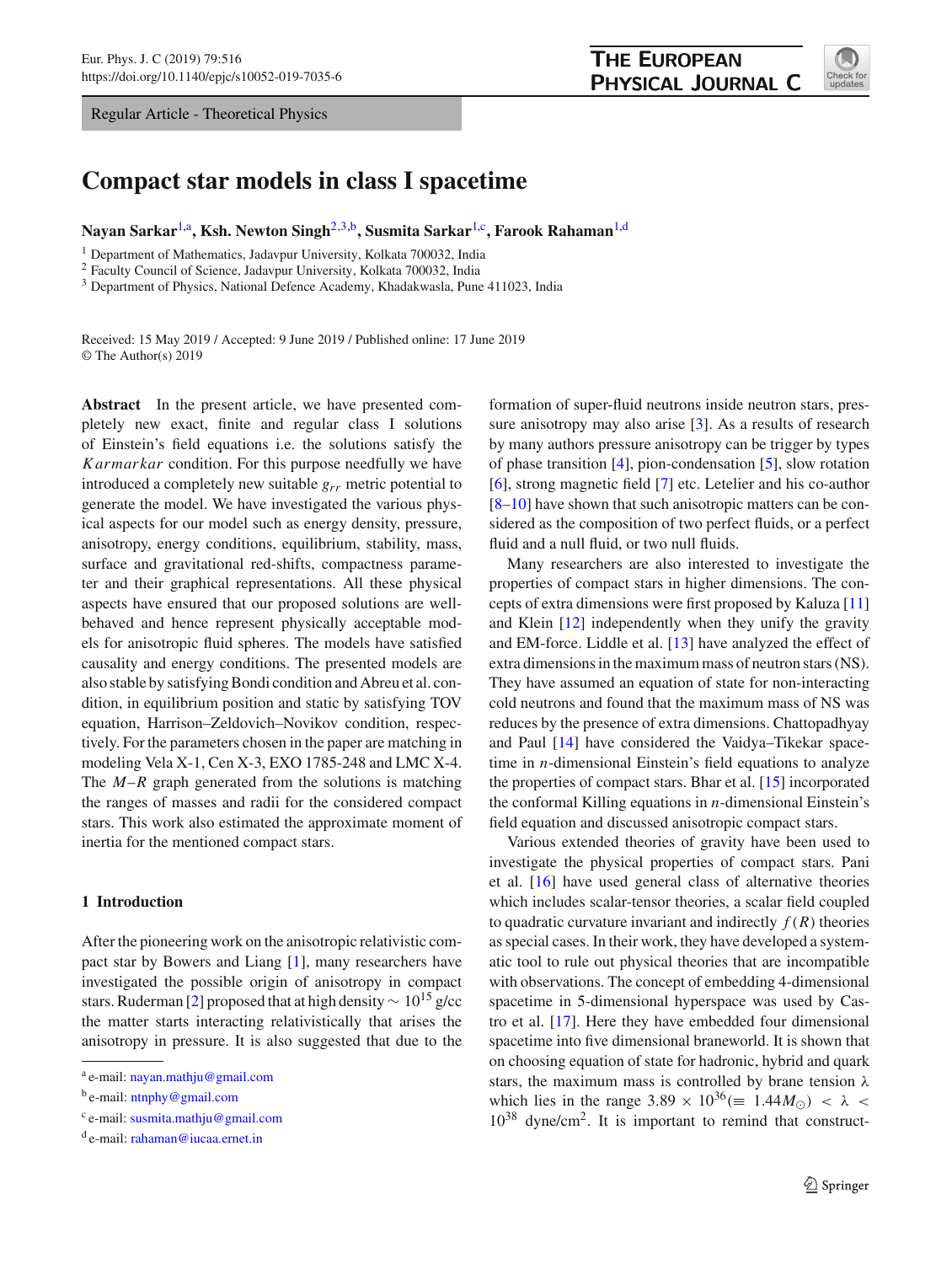Regular Article - Theoretical Physics

# Compact star models in class I spacetime

**Nayan Sarkar**[1,a], **Ksh. Newton Singh**[2,3,b], **Susmita Sarkar**[1,c], **Farook Rahaman**[1,d]

[1] Department of Mathematics, Jadavpur University, Kolkata 700032, India
[2] Faculty Council of Science, Jadavpur University, Kolkata 700032, India
[3] Department of Physics, National Defence Academy, Khadakwasla, Pune 411023, India

Received: 15 May 2019 / Accepted: 9 June 2019 / Published online: 17 June 2019
© The Author(s) 2019

**Abstract** In the present article, we have presented completely new exact, finite and regular class I solutions of Einstein's field equations i.e. the solutions satisfy the *Karmarkar* condition. For this purpose needfully we have introduced a completely new suitable $g_{rr}$ metric potential to generate the model. We have investigated the various physical aspects for our model such as energy density, pressure, anisotropy, energy conditions, equilibrium, stability, mass, surface and gravitational red-shifts, compactness parameter and their graphical representations. All these physical aspects have ensured that our proposed solutions are well-behaved and hence represent physically acceptable models for anisotropic fluid spheres. The models have satisfied causality and energy conditions. The presented models are also stable by satisfying Bondi condition and Abreu et al. condition, in equilibrium position and static by satisfying TOV equation, Harrison–Zeldovich–Novikov condition, respectively. For the parameters chosen in the paper are matching in modeling Vela X-1, Cen X-3, EXO 1785-248 and LMC X-4. The $M$–$R$ graph generated from the solutions is matching the ranges of masses and radii for the considered compact stars. This work also estimated the approximate moment of inertia for the mentioned compact stars.

## 1 Introduction

After the pioneering work on the anisotropic relativistic compact star by Bowers and Liang [1], many researchers have investigated the possible origin of anisotropy in compact stars. Ruderman [2] proposed that at high density $\sim 10^{15}$ g/cc the matter starts interacting relativistically that arises the anisotropy in pressure. It is also suggested that due to the formation of super-fluid neutrons inside neutron stars, pressure anisotropy may also arise [3]. As a results of research by many authors pressure anisotropy can be trigger by types of phase transition [4], pion-condensation [5], slow rotation [6], strong magnetic field [7] etc. Letelier and his co-author [8–10] have shown that such anisotropic matters can be considered as the composition of two perfect fluids, or a perfect fluid and a null fluid, or two null fluids.

Many researchers are also interested to investigate the properties of compact stars in higher dimensions. The concepts of extra dimensions were first proposed by Kaluza [11] and Klein [12] independently when they unify the gravity and EM-force. Liddle et al. [13] have analyzed the effect of extra dimensions in the maximum mass of neutron stars (NS). They have assumed an equation of state for non-interacting cold neutrons and found that the maximum mass of NS was reduces by the presence of extra dimensions. Chattopadhyay and Paul [14] have considered the Vaidya–Tikekar spacetime in $n$-dimensional Einstein's field equations to analyze the properties of compact stars. Bhar et al. [15] incorporated the conformal Killing equations in $n$-dimensional Einstein's field equation and discussed anisotropic compact stars.

Various extended theories of gravity have been used to investigate the physical properties of compact stars. Pani et al. [16] have used general class of alternative theories which includes scalar-tensor theories, a scalar field coupled to quadratic curvature invariant and indirectly $f(R)$ theories as special cases. In their work, they have developed a systematic tool to rule out physical theories that are incompatible with observations. The concept of embedding 4-dimensional spacetime in 5-dimensional hyperspace was used by Castro et al. [17]. Here they have embedded four dimensional spacetime into five dimensional braneworld. It is shown that on choosing equation of state for hadronic, hybrid and quark stars, the maximum mass is controlled by brane tension $\lambda$ which lies in the range $3.89 \times 10^{36} (\equiv 1.44 M_\odot) < \lambda < 10^{38}$ dyne/cm$^2$. It is important to remind that construct-

[a] e-mail: nayan.mathju@gmail.com
[b] e-mail: ntnphy@gmail.com
[c] e-mail: susmita.mathju@gmail.com
[d] e-mail: rahaman@iucaa.ernet.in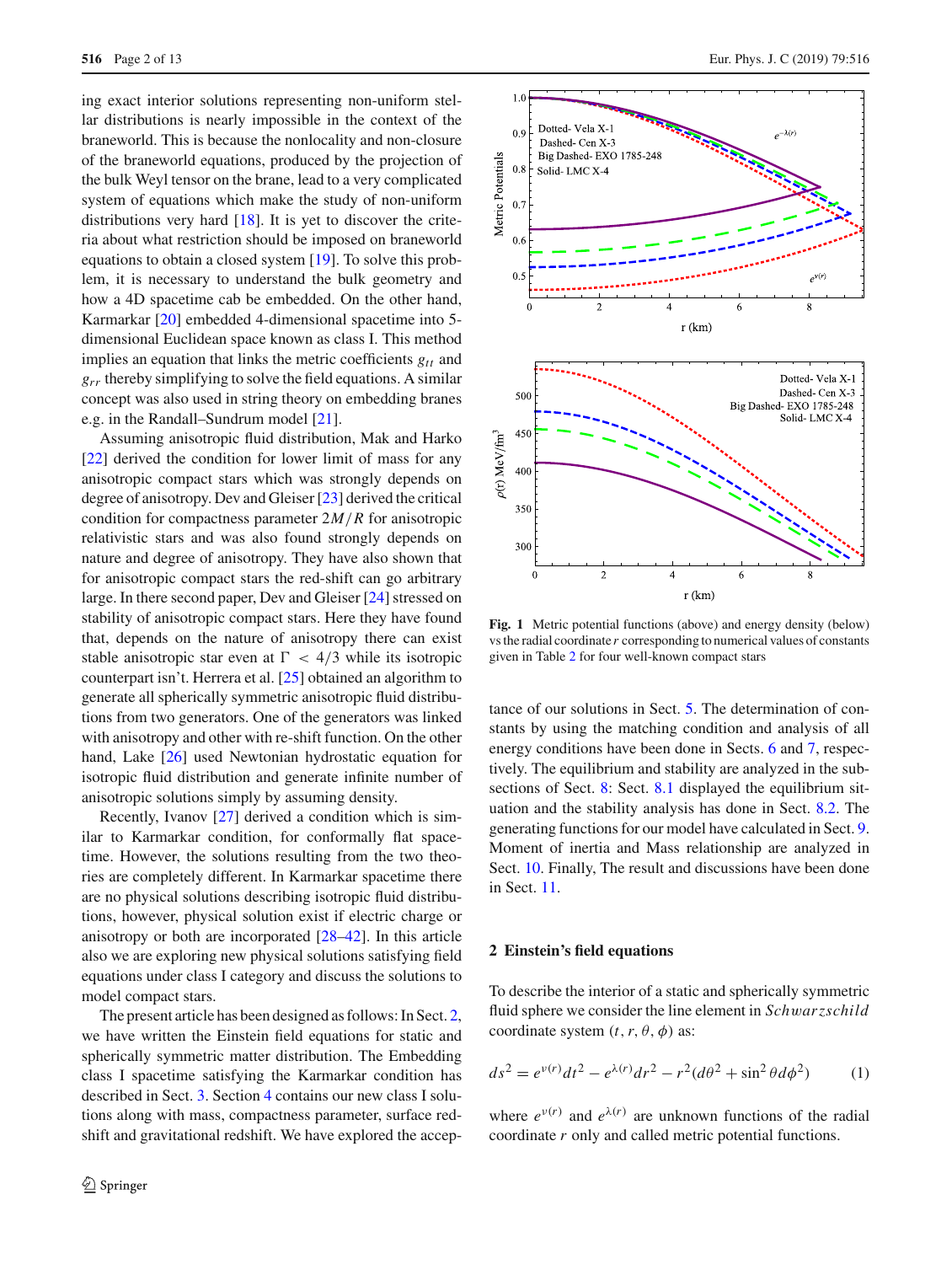ing exact interior solutions representing non-uniform stellar distributions is nearly impossible in the context of the braneworld. This is because the nonlocality and non-closure of the braneworld equations, produced by the projection of the bulk Weyl tensor on the brane, lead to a very complicated system of equations which make the study of non-uniform distributions very hard [18]. It is yet to discover the criteria about what restriction should be imposed on braneworld equations to obtain a closed system [19]. To solve this problem, it is necessary to understand the bulk geometry and how a 4D spacetime cab be embedded. On the other hand, Karmarkar [20] embedded 4-dimensional spacetime into 5-dimensional Euclidean space known as class I. This method implies an equation that links the metric coefficients $g_{tt}$ and $g_{rr}$ thereby simplifying to solve the field equations. A similar concept was also used in string theory on embedding branes e.g. in the Randall–Sundrum model [21].

Assuming anisotropic fluid distribution, Mak and Harko [22] derived the condition for lower limit of mass for any anisotropic compact stars which was strongly depends on degree of anisotropy. Dev and Gleiser [23] derived the critical condition for compactness parameter $2M/R$ for anisotropic relativistic stars and was also found strongly depends on nature and degree of anisotropy. They have also shown that for anisotropic compact stars the red-shift can go arbitrary large. In there second paper, Dev and Gleiser [24] stressed on stability of anisotropic compact stars. Here they have found that, depends on the nature of anisotropy there can exist stable anisotropic star even at $\Gamma < 4/3$ while its isotropic counterpart isn't. Herrera et al. [25] obtained an algorithm to generate all spherically symmetric anisotropic fluid distributions from two generators. One of the generators was linked with anisotropy and other with re-shift function. On the other hand, Lake [26] used Newtonian hydrostatic equation for isotropic fluid distribution and generate infinite number of anisotropic solutions simply by assuming density.

Recently, Ivanov [27] derived a condition which is similar to Karmarkar condition, for conformally flat spacetime. However, the solutions resulting from the two theories are completely different. In Karmarkar spacetime there are no physical solutions describing isotropic fluid distributions, however, physical solution exist if electric charge or anisotropy or both are incorporated [28–42]. In this article also we are exploring new physical solutions satisfying field equations under class I category and discuss the solutions to model compact stars.

The present article has been designed as follows: In Sect. 2, we have written the Einstein field equations for static and spherically symmetric matter distribution. The Embedding class I spacetime satisfying the Karmarkar condition has described in Sect. 3. Section 4 contains our new class I solutions along with mass, compactness parameter, surface redshift and gravitational redshift. We have explored the acceptance of our solutions in Sect. 5. The determination of constants by using the matching condition and analysis of all energy conditions have been done in Sects. 6 and 7, respectively. The equilibrium and stability are analyzed in the subsections of Sect. 8: Sect. 8.1 displayed the equilibrium situation and the stability analysis has done in Sect. 8.2. The generating functions for our model have calculated in Sect. 9. Moment of inertia and Mass relationship are analyzed in Sect. 10. Finally, The result and discussions have been done in Sect. 11.

**Fig. 1** Metric potential functions (above) and energy density (below) vs the radial coordinate $r$ corresponding to numerical values of constants given in Table 2 for four well-known compact stars

## 2 Einstein's field equations

To describe the interior of a static and spherically symmetric fluid sphere we consider the line element in *Schwarzschild* coordinate system $(t, r, \theta, \phi)$ as:

$$ds^2 = e^{\nu(r)}dt^2 - e^{\lambda(r)}dr^2 - r^2(d\theta^2 + \sin^2\theta d\phi^2) \tag{1}$$

where $e^{\nu(r)}$ and $e^{\lambda(r)}$ are unknown functions of the radial coordinate $r$ only and called metric potential functions.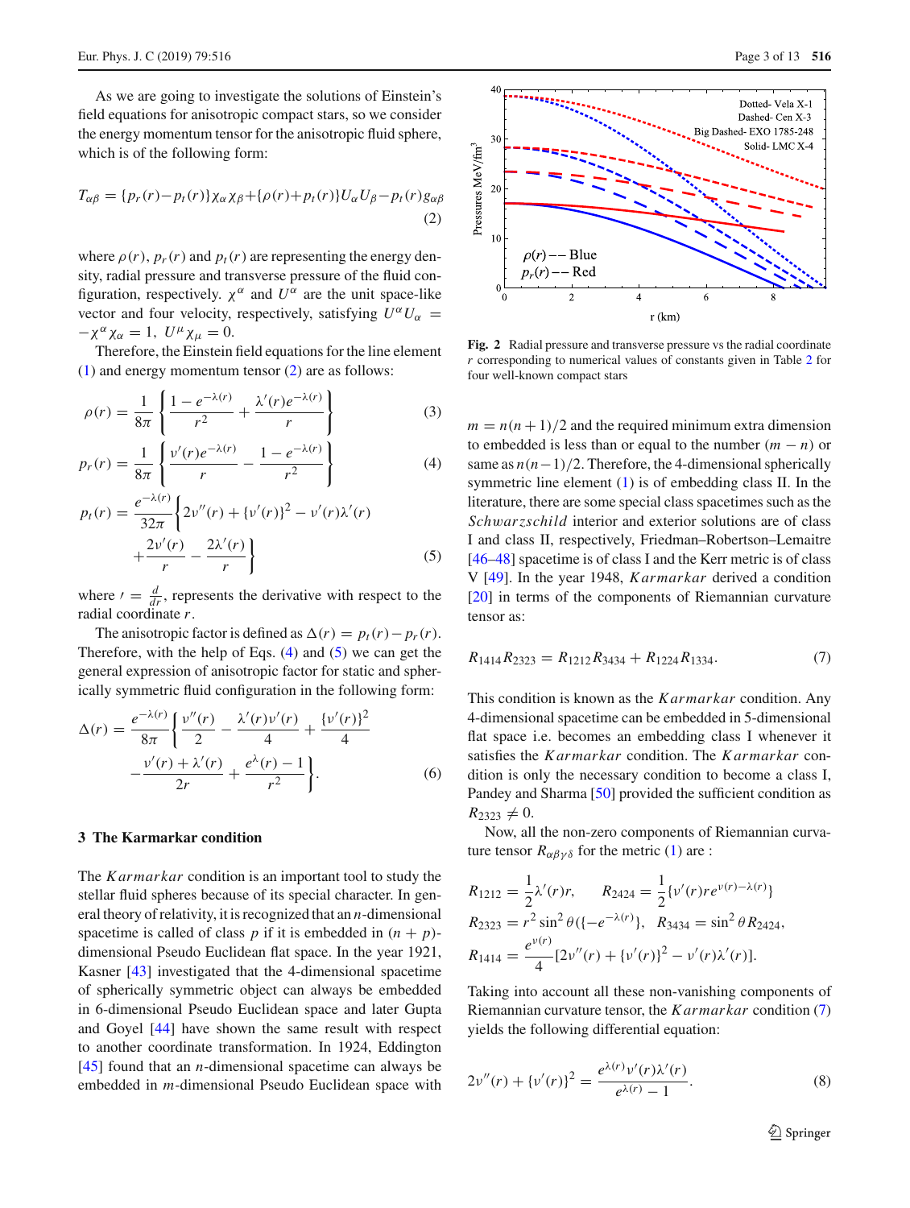As we are going to investigate the solutions of Einstein's field equations for anisotropic compact stars, so we consider the energy momentum tensor for the anisotropic fluid sphere, which is of the following form:

$$T_{\alpha\beta} = \{p_r(r) - p_t(r)\}\chi_\alpha \chi_\beta + \{\rho(r) + p_t(r)\}U_\alpha U_\beta - p_t(r) g_{\alpha\beta} \tag{2}$$

where $\rho(r)$, $p_r(r)$ and $p_t(r)$ are representing the energy density, radial pressure and transverse pressure of the fluid configuration, respectively. $\chi^\alpha$ and $U^\alpha$ are the unit space-like vector and four velocity, respectively, satisfying $U^\alpha U_\alpha = -\chi^\alpha \chi_\alpha = 1$, $U^\mu \chi_\mu = 0$.

Therefore, the Einstein field equations for the line element (1) and energy momentum tensor (2) are as follows:

$$\rho(r) = \frac{1}{8\pi}\left\{\frac{1-e^{-\lambda(r)}}{r^2} + \frac{\lambda'(r) e^{-\lambda(r)}}{r}\right\} \tag{3}$$

$$p_r(r) = \frac{1}{8\pi}\left\{\frac{\nu'(r) e^{-\lambda(r)}}{r} - \frac{1-e^{-\lambda(r)}}{r^2}\right\} \tag{4}$$

$$p_t(r) = \frac{e^{-\lambda(r)}}{32\pi}\left\{2\nu''(r) + \{\nu'(r)\}^2 - \nu'(r)\lambda'(r) + \frac{2\nu'(r)}{r} - \frac{2\lambda'(r)}{r}\right\} \tag{5}$$

where $' = \frac{d}{dr}$, represents the derivative with respect to the radial coordinate $r$.

The anisotropic factor is defined as $\Delta(r) = p_t(r) - p_r(r)$. Therefore, with the help of Eqs. (4) and (5) we can get the general expression of anisotropic factor for static and spherically symmetric fluid configuration in the following form:

$$\Delta(r) = \frac{e^{-\lambda(r)}}{8\pi}\left\{\frac{\nu''(r)}{2} - \frac{\lambda'(r)\nu'(r)}{4} + \frac{\{\nu'(r)\}^2}{4} - \frac{\nu'(r) + \lambda'(r)}{2r} + \frac{e^{\lambda}(r) - 1}{r^2}\right\}. \tag{6}$$

## 3 The Karmarkar condition

The *Karmarkar* condition is an important tool to study the stellar fluid spheres because of its special character. In general theory of relativity, it is recognized that an $n$-dimensional spacetime is called of class $p$ if it is embedded in $(n+p)$-dimensional Pseudo Euclidean flat space. In the year 1921, Kasner [43] investigated that the 4-dimensional spacetime of spherically symmetric object can always be embedded in 6-dimensional Pseudo Euclidean space and later Gupta and Goyel [44] have shown the same result with respect to another coordinate transformation. In 1924, Eddington [45] found that an $n$-dimensional spacetime can always be embedded in $m$-dimensional Pseudo Euclidean space with $m = n(n+1)/2$ and the required minimum extra dimension to embedded is less than or equal to the number $(m-n)$ or same as $n(n-1)/2$. Therefore, the 4-dimensional spherically symmetric line element (1) is of embedding class II. In the literature, there are some special class spacetimes such as the *Schwarzschild* interior and exterior solutions are of class I and class II, respectively, Friedman–Robertson–Lemaitre [46–48] spacetime is of class I and the Kerr metric is of class V [49]. In the year 1948, *Karmarkar* derived a condition [20] in terms of the components of Riemannian curvature tensor as:

$$R_{1414}R_{2323} = R_{1212}R_{3434} + R_{1224}R_{1334}. \tag{7}$$

This condition is known as the *Karmarkar* condition. Any 4-dimensional spacetime can be embedded in 5-dimensional flat space i.e. becomes an embedding class I whenever it satisfies the *Karmarkar* condition. The *Karmarkar* condition is only the necessary condition to become a class I, Pandey and Sharma [50] provided the sufficient condition as $R_{2323} \neq 0$.

Now, all the non-zero components of Riemannian curvature tensor $R_{\alpha\beta\gamma\delta}$ for the metric (1) are :

$$R_{1212} = \frac{1}{2}\lambda'(r)r, \qquad R_{2424} = \frac{1}{2}\{\nu'(r) r e^{\nu(r)-\lambda(r)}\}$$

$$R_{2323} = r^2 \sin^2\theta(\{-e^{-\lambda(r)}\}, \quad R_{3434} = \sin^2\theta R_{2424},$$

$$R_{1414} = \frac{e^{\nu(r)}}{4}[2\nu''(r) + \{\nu'(r)\}^2 - \nu'(r)\lambda'(r)].$$

Taking into account all these non-vanishing components of Riemannian curvature tensor, the *Karmarkar* condition (7) yields the following differential equation:

$$2\nu''(r) + \{\nu'(r)\}^2 = \frac{e^{\lambda(r)}\nu'(r)\lambda'(r)}{e^{\lambda(r)} - 1}. \tag{8}$$

**Fig. 2** Radial pressure and transverse pressure vs the radial coordinate $r$ corresponding to numerical values of constants given in Table 2 for four well-known compact stars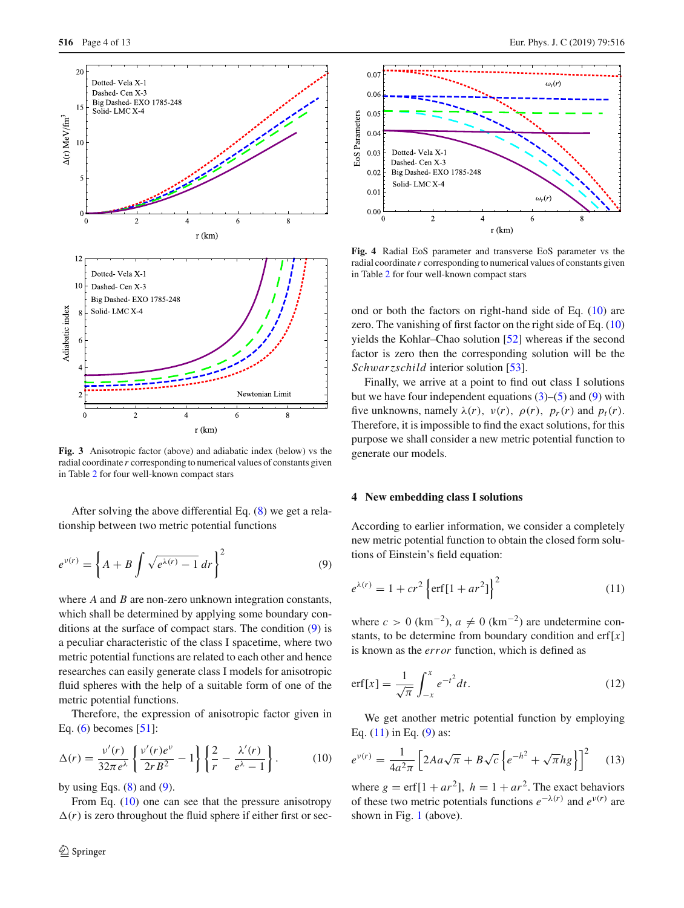Fig. 3 Anisotropic factor (above) and adiabatic index (below) vs the radial coordinate $r$ corresponding to numerical values of constants given in Table 2 for four well-known compact stars

After solving the above differential Eq. (8) we get a relationship between two metric potential functions

$$e^{\nu(r)} = \left\{ A + B \int \sqrt{e^{\lambda(r)} - 1}\, dr \right\}^2 \tag{9}$$

where $A$ and $B$ are non-zero unknown integration constants, which shall be determined by applying some boundary conditions at the surface of compact stars. The condition (9) is a peculiar characteristic of the class I spacetime, where two metric potential functions are related to each other and hence researches can easily generate class I models for anisotropic fluid spheres with the help of a suitable form of one of the metric potential functions.

Therefore, the expression of anisotropic factor given in Eq. (6) becomes [51]:

$$\Delta(r) = \frac{\nu'(r)}{32\pi e^{\lambda}} \left\{ \frac{\nu'(r) e^{\nu}}{2rB^2} - 1 \right\} \left\{ \frac{2}{r} - \frac{\lambda'(r)}{e^{\lambda} - 1} \right\}. \tag{10}$$

by using Eqs. (8) and (9).

From Eq. (10) one can see that the pressure anisotropy $\Delta(r)$ is zero throughout the fluid sphere if either first or second or both the factors on right-hand side of Eq. (10) are zero. The vanishing of first factor on the right side of Eq. (10) yields the Kohlar–Chao solution [52] whereas if the second factor is zero then the corresponding solution will be the *Schwarzschild* interior solution [53].

Finally, we arrive at a point to find out class I solutions but we have four independent equations (3)–(5) and (9) with five unknowns, namely $\lambda(r)$, $\nu(r)$, $\rho(r)$, $p_r(r)$ and $p_t(r)$. Therefore, it is impossible to find the exact solutions, for this purpose we shall consider a new metric potential function to generate our models.

Fig. 4 Radial EoS parameter and transverse EoS parameter vs the radial coordinate $r$ corresponding to numerical values of constants given in Table 2 for four well-known compact stars

## 4 New embedding class I solutions

According to earlier information, we consider a completely new metric potential function to obtain the closed form solutions of Einstein's field equation:

$$e^{\lambda(r)} = 1 + cr^2 \left\{ \text{erf}[1 + ar^2] \right\}^2 \tag{11}$$

where $c > 0$ (km$^{-2}$), $a \neq 0$ (km$^{-2}$) are undetermine constants, to be determine from boundary condition and erf$[x]$ is known as the *error* function, which is defined as

$$\text{erf}[x] = \frac{1}{\sqrt{\pi}} \int_{-x}^{x} e^{-t^2} dt. \tag{12}$$

We get another metric potential function by employing Eq. (11) in Eq. (9) as:

$$e^{\nu(r)} = \frac{1}{4a^2\pi} \left[ 2Aa\sqrt{\pi} + B\sqrt{c} \left\{ e^{-h^2} + \sqrt{\pi} hg \right\} \right]^2 \tag{13}$$

where $g = \text{erf}[1 + ar^2]$, $h = 1 + ar^2$. The exact behaviors of these two metric potentials functions $e^{-\lambda(r)}$ and $e^{\nu(r)}$ are shown in Fig. 1 (above).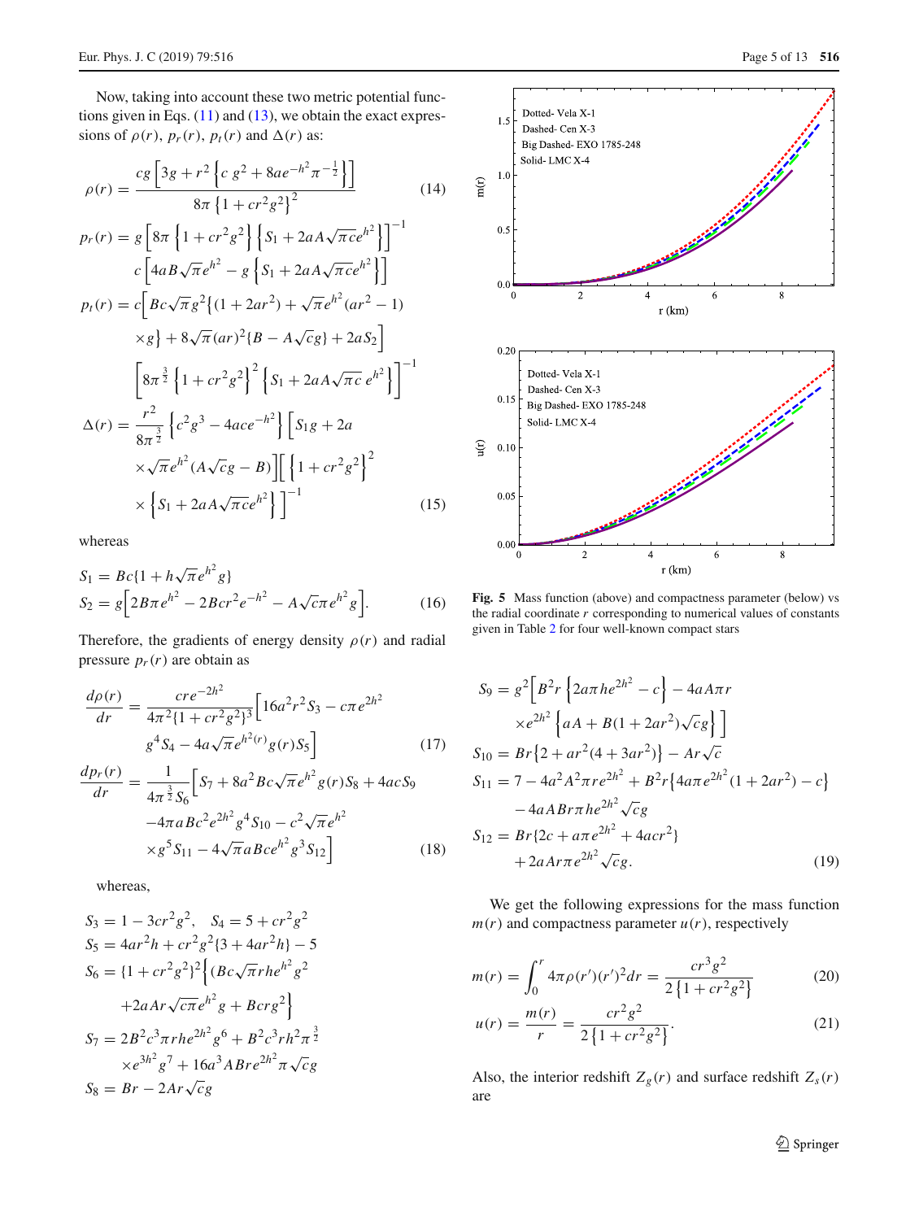Now, taking into account these two metric potential functions given in Eqs. (11) and (13), we obtain the exact expressions of $\rho(r)$, $p_r(r)$, $p_t(r)$ and $\Delta(r)$ as:

$$\rho(r) = \frac{cg\left[3g + r^2\left\{c\, g^2 + 8ae^{-h^2}\pi^{-\frac{1}{2}}\right\}\right]}{8\pi\left\{1 + cr^2g^2\right\}^2} \tag{14}$$

$$p_r(r) = g\left[8\pi\left\{1 + cr^2g^2\right\}\left\{S_1 + 2aA\sqrt{\pi c}e^{h^2}\right\}\right]^{-1} c\left[4aB\sqrt{\pi}e^{h^2} - g\left\{S_1 + 2aA\sqrt{\pi c}e^{h^2}\right\}\right]$$

$$p_t(r) = c\Big[Bc\sqrt{\pi}g^2\big\{(1 + 2ar^2) + \sqrt{\pi}e^{h^2}(ar^2 - 1) \times g\big\} + 8\sqrt{\pi}(ar)^2\{B - A\sqrt{c}g\} + 2aS_2\Big] \left[8\pi^{\frac{3}{2}}\left\{1 + cr^2g^2\right\}^2\left\{S_1 + 2aA\sqrt{\pi c}\, e^{h^2}\right\}\right]^{-1}$$

$$\Delta(r) = \frac{r^2}{8\pi^{\frac{3}{2}}}\left\{c^2g^3 - 4ace^{-h^2}\right\}\Big[S_1 g + 2a \times\sqrt{\pi}e^{h^2}(A\sqrt{c}g - B)\Big]\Big[\left\{1 + cr^2g^2\right\}^2 \times\left\{S_1 + 2aA\sqrt{\pi c}e^{h^2}\right\}\Big]^{-1} \tag{15}$$

whereas

$$S_1 = Bc\{1 + h\sqrt{\pi}e^{h^2}g\}$$
$$S_2 = g\Big[2B\pi e^{h^2} - 2Bcr^2e^{-h^2} - A\sqrt{c\pi}e^{h^2}g\Big]. \tag{16}$$

Therefore, the gradients of energy density $\rho(r)$ and radial pressure $p_r(r)$ are obtain as

$$\frac{d\rho(r)}{dr} = \frac{cre^{-2h^2}}{4\pi^2\{1 + cr^2g^2\}^3}\Big[16a^2r^2S_3 - c\pi e^{2h^2} g^4S_4 - 4a\sqrt{\pi}e^{h^2(r)}g(r)S_5\Big] \tag{17}$$

$$\frac{dp_r(r)}{dr} = \frac{1}{4\pi^{\frac{3}{2}}S_6}\Big[S_7 + 8a^2Bc\sqrt{\pi}e^{h^2}g(r)S_8 + 4acS_9 - 4\pi aBc^2e^{2h^2}g^4S_{10} - c^2\sqrt{\pi}e^{h^2} \times g^5S_{11} - 4\sqrt{\pi}aBce^{h^2}g^3S_{12}\Big] \tag{18}$$

whereas,

$$S_3 = 1 - 3cr^2g^2, \quad S_4 = 5 + cr^2g^2$$
$$S_5 = 4ar^2h + cr^2g^2\{3 + 4ar^2h\} - 5$$
$$S_6 = \{1 + cr^2g^2\}^2\Big\{(Bc\sqrt{\pi}rhe^{h^2}g^2 + 2aAr\sqrt{c\pi}e^{h^2}g + Bcrg^2\Big\}$$
$$S_7 = 2B^2c^3\pi rhe^{2h^2}g^6 + B^2c^3rh^2\pi^{\frac{3}{2}} \times e^{3h^2}g^7 + 16a^3ABre^{2h^2}\pi\sqrt{c}g$$
$$S_8 = Br - 2Ar\sqrt{c}g$$
$$S_9 = g^2\Big[B^2r\left\{2a\pi he^{2h^2} - c\right\} - 4aA\pi r \times e^{2h^2}\left\{aA + B(1 + 2ar^2)\sqrt{c}g\right\}\Big]$$
$$S_{10} = Br\big\{2 + ar^2(4 + 3ar^2)\big\} - Ar\sqrt{c}$$
$$S_{11} = 7 - 4a^2A^2\pi re^{2h^2} + B^2r\big\{4a\pi e^{2h^2}(1 + 2ar^2) - c\big\} - 4aABr\pi he^{2h^2}\sqrt{c}g$$
$$S_{12} = Br\{2c + a\pi e^{2h^2} + 4acr^2\} + 2aAr\pi e^{2h^2}\sqrt{c}g. \tag{19}$$

Fig. 5 Mass function (above) and compactness parameter (below) vs the radial coordinate $r$ corresponding to numerical values of constants given in Table 2 for four well-known compact stars

We get the following expressions for the mass function $m(r)$ and compactness parameter $u(r)$, respectively

$$m(r) = \int_0^r 4\pi\rho(r')(r')^2dr = \frac{cr^3g^2}{2\left\{1 + cr^2g^2\right\}} \tag{20}$$

$$u(r) = \frac{m(r)}{r} = \frac{cr^2g^2}{2\left\{1 + cr^2g^2\right\}}. \tag{21}$$

Also, the interior redshift $Z_g(r)$ and surface redshift $Z_s(r)$ are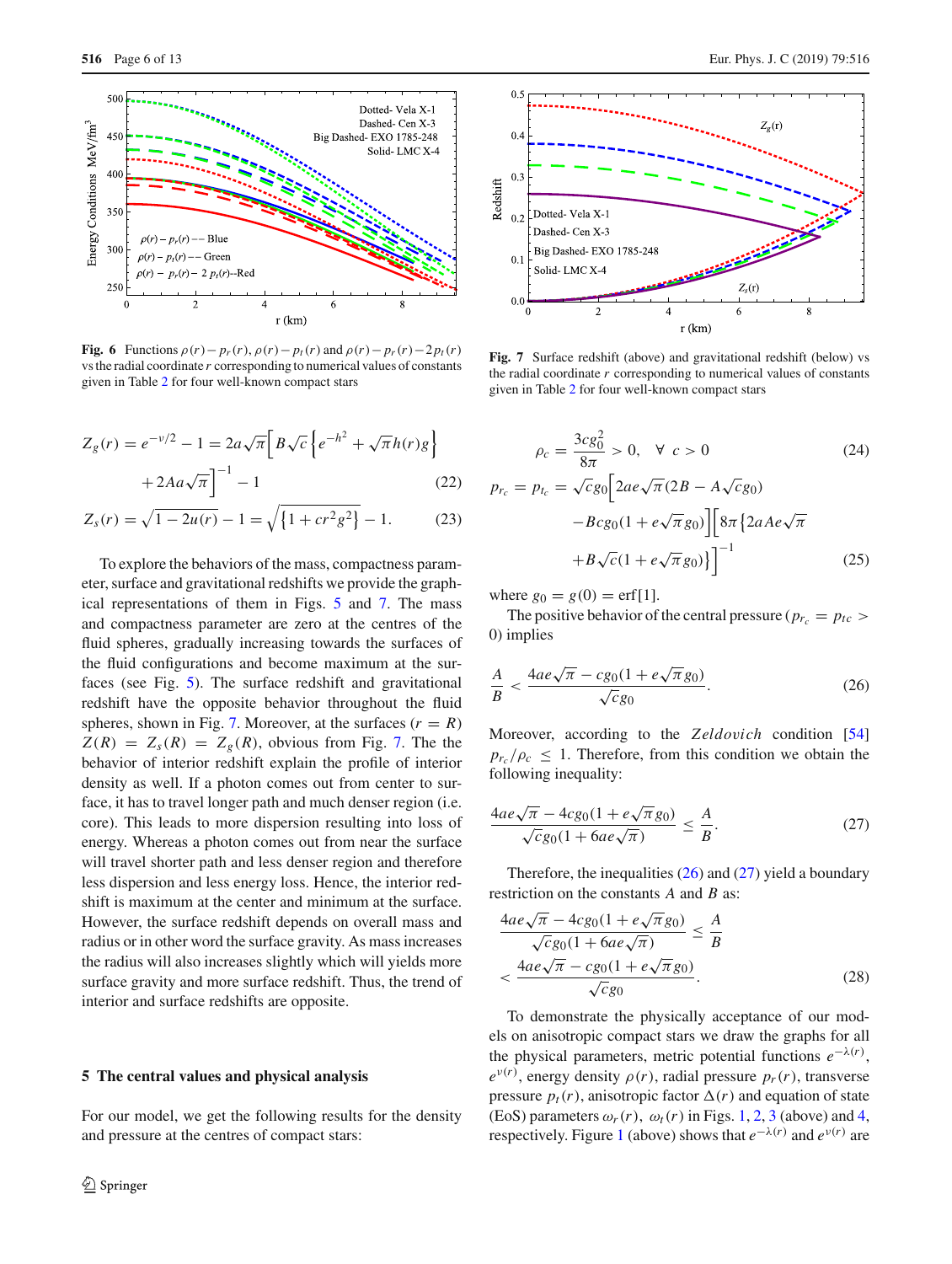Fig. 6 Functions $\rho(r)-p_r(r)$, $\rho(r)-p_t(r)$ and $\rho(r)-p_r(r)-2p_t(r)$ vs the radial coordinate $r$ corresponding to numerical values of constants given in Table 2 for four well-known compact stars

Fig. 7 Surface redshift (above) and gravitational redshift (below) vs the radial coordinate $r$ corresponding to numerical values of constants given in Table 2 for four well-known compact stars

$$Z_g(r) = e^{-\nu/2} - 1 = 2a\sqrt{\pi}\Big[B\sqrt{c}\left\{e^{-h^2} + \sqrt{\pi}h(r)g\right\} + 2Aa\sqrt{\pi}\Big]^{-1} - 1 \tag{22}$$

$$Z_s(r) = \sqrt{1-2u(r)} - 1 = \sqrt{\{1+cr^2g^2\}} - 1. \tag{23}$$

To explore the behaviors of the mass, compactness parameter, surface and gravitational redshifts we provide the graphical representations of them in Figs. 5 and 7. The mass and compactness parameter are zero at the centres of the fluid spheres, gradually increasing towards the surfaces of the fluid configurations and become maximum at the surfaces (see Fig. 5). The surface redshift and gravitational redshift have the opposite behavior throughout the fluid spheres, shown in Fig. 7. Moreover, at the surfaces ($r = R$) $Z(R) = Z_s(R) = Z_g(R)$, obvious from Fig. 7. The the behavior of interior redshift explain the profile of interior density as well. If a photon comes out from center to surface, it has to travel longer path and much denser region (i.e. core). This leads to more dispersion resulting into loss of energy. Whereas a photon comes out from near the surface will travel shorter path and less denser region and therefore less dispersion and less energy loss. Hence, the interior redshift is maximum at the center and minimum at the surface. However, the surface redshift depends on overall mass and radius or in other word the surface gravity. As mass increases the radius will also increases slightly which will yields more surface gravity and more surface redshift. Thus, the trend of interior and surface redshifts are opposite.

## 5 The central values and physical analysis

For our model, we get the following results for the density and pressure at the centres of compact stars:

$$\rho_c = \frac{3cg_0^2}{8\pi} > 0, \quad \forall\ c > 0 \tag{24}$$

$$p_{r_c} = p_{t_c} = \sqrt{c}g_0\Big[2ae\sqrt{\pi}(2B - A\sqrt{c}g_0) - Bcg_0(1+e\sqrt{\pi}g_0)\Big]\Big[8\pi\left\{2aAe\sqrt{\pi} + B\sqrt{c}(1+e\sqrt{\pi}g_0)\right\}\Big]^{-1} \tag{25}$$

where $g_0 = g(0) = \text{erf}[1]$.

The positive behavior of the central pressure ($p_{r_c} = p_{tc} > 0$) implies

$$\frac{A}{B} < \frac{4ae\sqrt{\pi} - cg_0(1+e\sqrt{\pi}g_0)}{\sqrt{c}g_0}. \tag{26}$$

Moreover, according to the *Zeldovich* condition [54] $p_{r_c}/\rho_c \leq 1$. Therefore, from this condition we obtain the following inequality:

$$\frac{4ae\sqrt{\pi} - 4cg_0(1+e\sqrt{\pi}g_0)}{\sqrt{c}g_0(1+6ae\sqrt{\pi})} \leq \frac{A}{B}. \tag{27}$$

Therefore, the inequalities (26) and (27) yield a boundary restriction on the constants $A$ and $B$ as:

$$\frac{4ae\sqrt{\pi} - 4cg_0(1+e\sqrt{\pi}g_0)}{\sqrt{c}g_0(1+6ae\sqrt{\pi})} \leq \frac{A}{B} < \frac{4ae\sqrt{\pi} - cg_0(1+e\sqrt{\pi}g_0)}{\sqrt{c}g_0}. \tag{28}$$

To demonstrate the physically acceptance of our models on anisotropic compact stars we draw the graphs for all the physical parameters, metric potential functions $e^{-\lambda(r)}$, $e^{\nu(r)}$, energy density $\rho(r)$, radial pressure $p_r(r)$, transverse pressure $p_t(r)$, anisotropic factor $\Delta(r)$ and equation of state (EoS) parameters $\omega_r(r)$, $\omega_t(r)$ in Figs. 1, 2, 3 (above) and 4, respectively. Figure 1 (above) shows that $e^{-\lambda(r)}$ and $e^{\nu(r)}$ are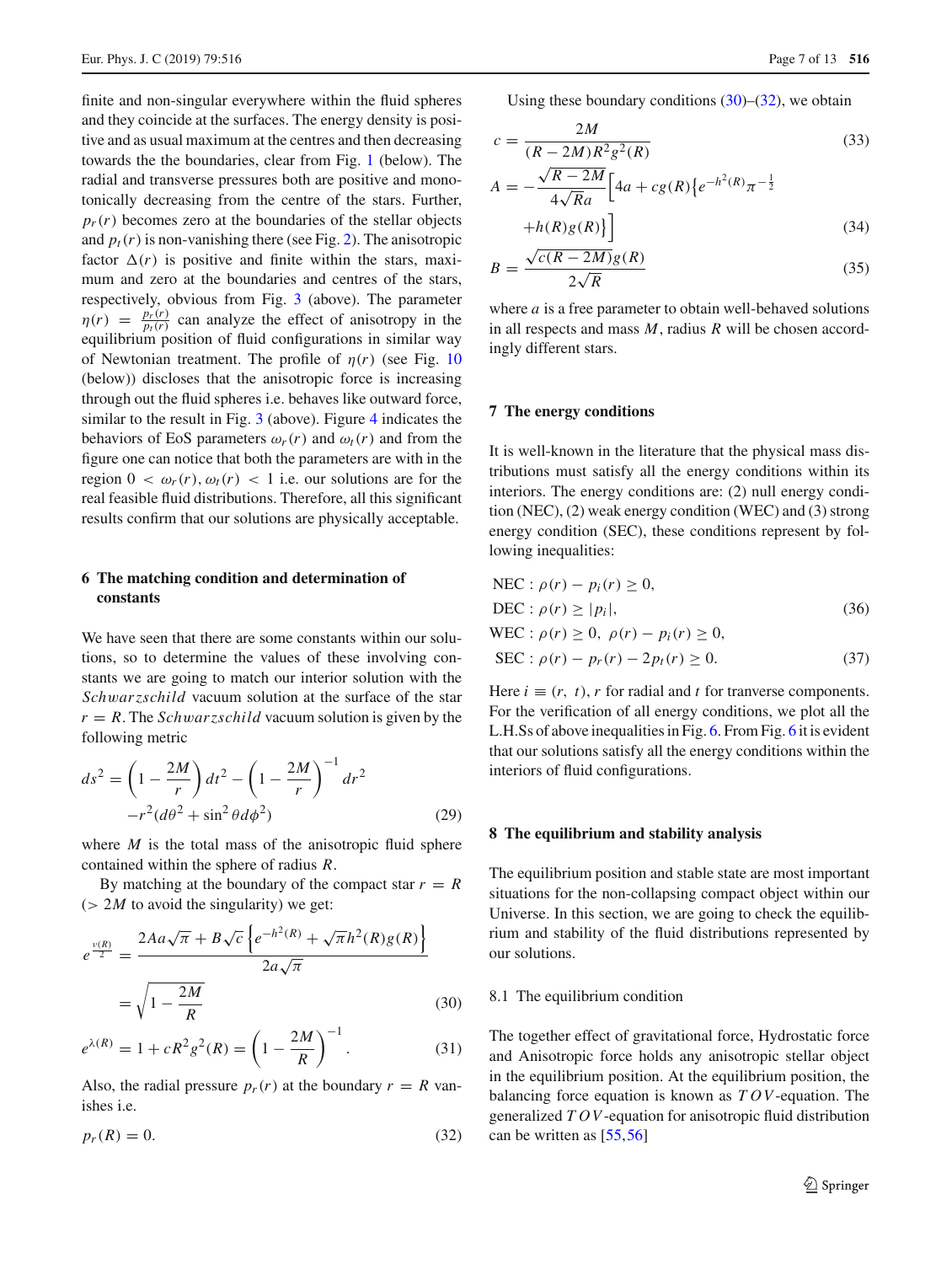finite and non-singular everywhere within the fluid spheres and they coincide at the surfaces. The energy density is positive and as usual maximum at the centres and then decreasing towards the the boundaries, clear from Fig. 1 (below). The radial and transverse pressures both are positive and monotonically decreasing from the centre of the stars. Further, $p_r(r)$ becomes zero at the boundaries of the stellar objects and $p_t(r)$ is non-vanishing there (see Fig. 2). The anisotropic factor $\Delta(r)$ is positive and finite within the stars, maximum and zero at the boundaries and centres of the stars, respectively, obvious from Fig. 3 (above). The parameter $\eta(r) = \frac{p_r(r)}{p_t(r)}$ can analyze the effect of anisotropy in the equilibrium position of fluid configurations in similar way of Newtonian treatment. The profile of $\eta(r)$ (see Fig. 10 (below)) discloses that the anisotropic force is increasing through out the fluid spheres i.e. behaves like outward force, similar to the result in Fig. 3 (above). Figure 4 indicates the behaviors of EoS parameters $\omega_r(r)$ and $\omega_t(r)$ and from the figure one can notice that both the parameters are with in the region $0 < \omega_r(r), \omega_t(r) < 1$ i.e. our solutions are for the real feasible fluid distributions. Therefore, all this significant results confirm that our solutions are physically acceptable.

## 6 The matching condition and determination of constants

We have seen that there are some constants within our solutions, so to determine the values of these involving constants we are going to match our interior solution with the *Schwarzschild* vacuum solution at the surface of the star $r = R$. The *Schwarzschild* vacuum solution is given by the following metric

$$ds^2 = \left(1 - \frac{2M}{r}\right) dt^2 - \left(1 - \frac{2M}{r}\right)^{-1} dr^2 - r^2(d\theta^2 + \sin^2\theta d\phi^2) \tag{29}$$

where $M$ is the total mass of the anisotropic fluid sphere contained within the sphere of radius $R$.

By matching at the boundary of the compact star $r = R$ ($> 2M$ to avoid the singularity) we get:

$$e^{\frac{\nu(R)}{2}} = \frac{2Aa\sqrt{\pi} + B\sqrt{c}\left\{e^{-h^2(R)} + \sqrt{\pi}h^2(R)g(R)\right\}}{2a\sqrt{\pi}} = \sqrt{1 - \frac{2M}{R}} \tag{30}$$

$$e^{\lambda(R)} = 1 + cR^2g^2(R) = \left(1 - \frac{2M}{R}\right)^{-1}. \tag{31}$$

Also, the radial pressure $p_r(r)$ at the boundary $r = R$ vanishes i.e.

$$p_r(R) = 0. \tag{32}$$

Using these boundary conditions (30)–(32), we obtain

$$c = \frac{2M}{(R - 2M)R^2g^2(R)} \tag{33}$$

$$A = -\frac{\sqrt{R - 2M}}{4\sqrt{R}a}\Big[4a + cg(R)\big\{e^{-h^2(R)}\pi^{-\frac{1}{2}} + h(R)g(R)\big\}\Big] \tag{34}$$

$$B = \frac{\sqrt{c(R - 2M)}g(R)}{2\sqrt{R}} \tag{35}$$

where $a$ is a free parameter to obtain well-behaved solutions in all respects and mass $M$, radius $R$ will be chosen accordingly different stars.

## 7 The energy conditions

It is well-known in the literature that the physical mass distributions must satisfy all the energy conditions within its interiors. The energy conditions are: (2) null energy condition (NEC), (2) weak energy condition (WEC) and (3) strong energy condition (SEC), these conditions represent by following inequalities:

$$\text{NEC}: \rho(r) - p_i(r) \geq 0,$$

$$\text{DEC}: \rho(r) \geq |p_i|, \tag{36}$$

$$\text{WEC}: \rho(r) \geq 0,\ \rho(r) - p_i(r) \geq 0,$$

$$\text{SEC}: \rho(r) - p_r(r) - 2p_t(r) \geq 0. \tag{37}$$

Here $i \equiv (r,\ t)$, $r$ for radial and $t$ for tranverse components. For the verification of all energy conditions, we plot all the L.H.Ss of above inequalities in Fig. 6. From Fig. 6 it is evident that our solutions satisfy all the energy conditions within the interiors of fluid configurations.

## 8 The equilibrium and stability analysis

The equilibrium position and stable state are most important situations for the non-collapsing compact object within our Universe. In this section, we are going to check the equilibrium and stability of the fluid distributions represented by our solutions.

### 8.1 The equilibrium condition

The together effect of gravitational force, Hydrostatic force and Anisotropic force holds any anisotropic stellar object in the equilibrium position. At the equilibrium position, the balancing force equation is known as *TOV*-equation. The generalized *TOV*-equation for anisotropic fluid distribution can be written as [55,56]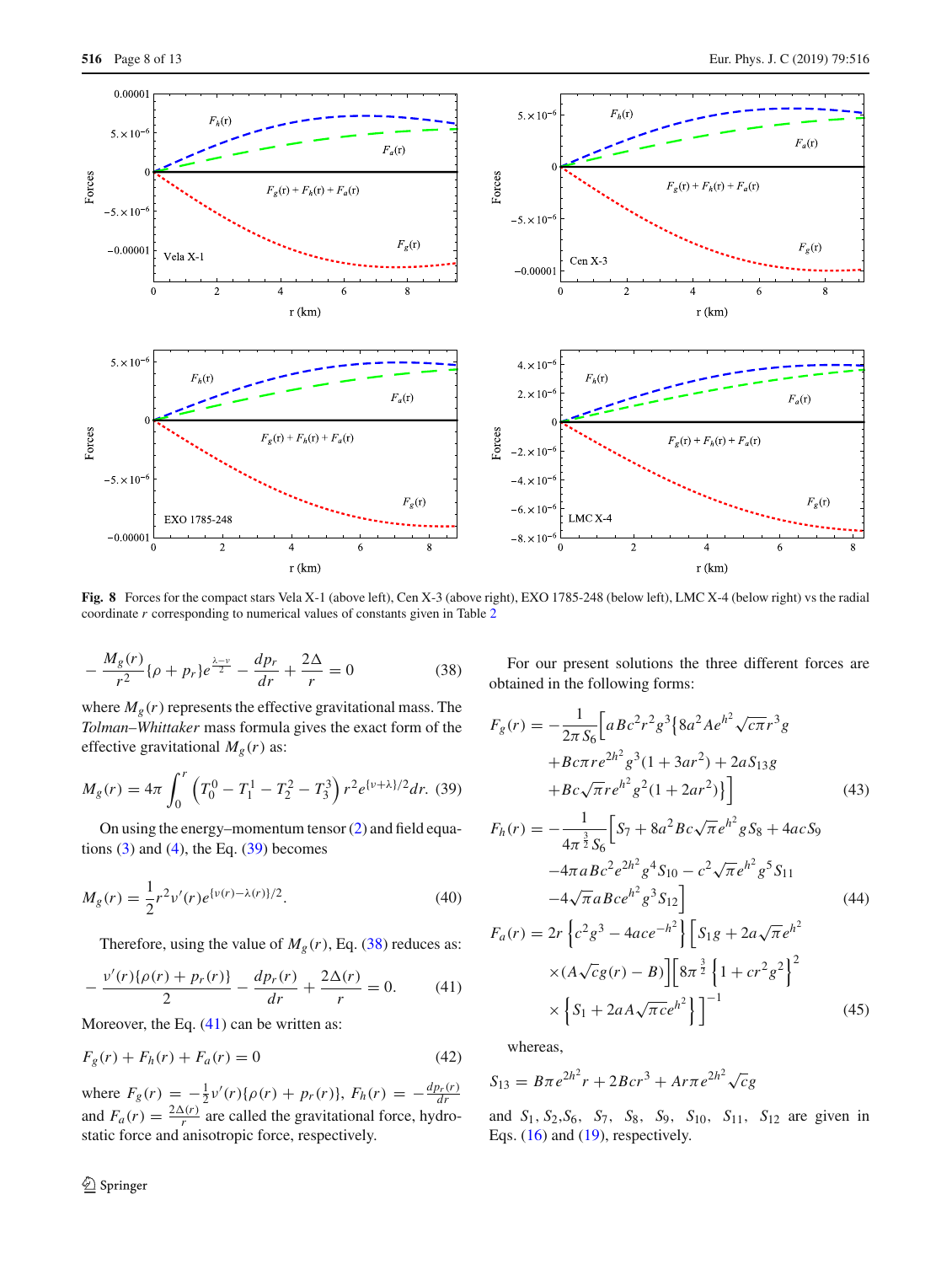**Fig. 8** Forces for the compact stars Vela X-1 (above left), Cen X-3 (above right), EXO 1785-248 (below left), LMC X-4 (below right) vs the radial coordinate $r$ corresponding to numerical values of constants given in Table 2

$$-\frac{M_g(r)}{r^2}\{\rho+p_r\}e^{\frac{\lambda-\nu}{2}}-\frac{dp_r}{dr}+\frac{2\Delta}{r}=0 \tag{38}$$

where $M_g(r)$ represents the effective gravitational mass. The *Tolman–Whittaker* mass formula gives the exact form of the effective gravitational $M_g(r)$ as:

$$M_g(r)=4\pi\int_0^r\left(T_0^0-T_1^1-T_2^2-T_3^3\right)r^2e^{\{\nu+\lambda\}/2}dr. \tag{39}$$

On using the energy–momentum tensor (2) and field equations (3) and (4), the Eq. (39) becomes

$$M_g(r)=\frac{1}{2}r^2\nu'(r)e^{\{\nu(r)-\lambda(r)\}/2}. \tag{40}$$

Therefore, using the value of $M_g(r)$, Eq. (38) reduces as:

$$-\frac{\nu'(r)\{\rho(r)+p_r(r)\}}{2}-\frac{dp_r(r)}{dr}+\frac{2\Delta(r)}{r}=0. \tag{41}$$

Moreover, the Eq. (41) can be written as:

$$F_g(r)+F_h(r)+F_a(r)=0 \tag{42}$$

where $F_g(r)=-\frac{1}{2}\nu'(r)\{\rho(r)+p_r(r)\}$, $F_h(r)=-\frac{dp_r(r)}{dr}$ and $F_a(r)=\frac{2\Delta(r)}{r}$ are called the gravitational force, hydrostatic force and anisotropic force, respectively.

For our present solutions the three different forces are obtained in the following forms:

$$\begin{aligned}F_g(r)=&-\frac{1}{2\pi S_6}\Big[aBc^2r^2g^3\{8a^2Ae^{h^2}\sqrt{c\pi}r^3g\\&+Bc\pi re^{2h^2}g^3(1+3ar^2)+2aS_{13}g\\&+Bc\sqrt{\pi}re^{h^2}g^2(1+2ar^2)\}\Big]\end{aligned} \tag{43}$$

$$\begin{aligned}F_h(r)=&-\frac{1}{4\pi^{\frac{3}{2}}S_6}\Big[S_7+8a^2Bc\sqrt{\pi}e^{h^2}gS_8+4acS_9\\&-4\pi aBc^2e^{2h^2}g^4S_{10}-c^2\sqrt{\pi}e^{h^2}g^5S_{11}\\&-4\sqrt{\pi}aBce^{h^2}g^3S_{12}\Big]\end{aligned} \tag{44}$$

$$\begin{aligned}F_a(r)=&\,2r\left\{c^2g^3-4ace^{-h^2}\right\}\Big[S_1g+2a\sqrt{\pi}e^{h^2}\\&\times(A\sqrt{c}g(r)-B)\Big]\Big[8\pi^{\frac{3}{2}}\left\{1+cr^2g^2\right\}^2\\&\times\left\{S_1+2aA\sqrt{\pi c}e^{h^2}\right\}\Big]^{-1}\end{aligned} \tag{45}$$

whereas,

$$S_{13}=B\pi e^{2h^2}r+2Bcr^3+Ar\pi e^{2h^2}\sqrt{c}g$$

and $S_1$, $S_2$, $S_6$, $S_7$, $S_8$, $S_9$, $S_{10}$, $S_{11}$, $S_{12}$ are given in Eqs. (16) and (19), respectively.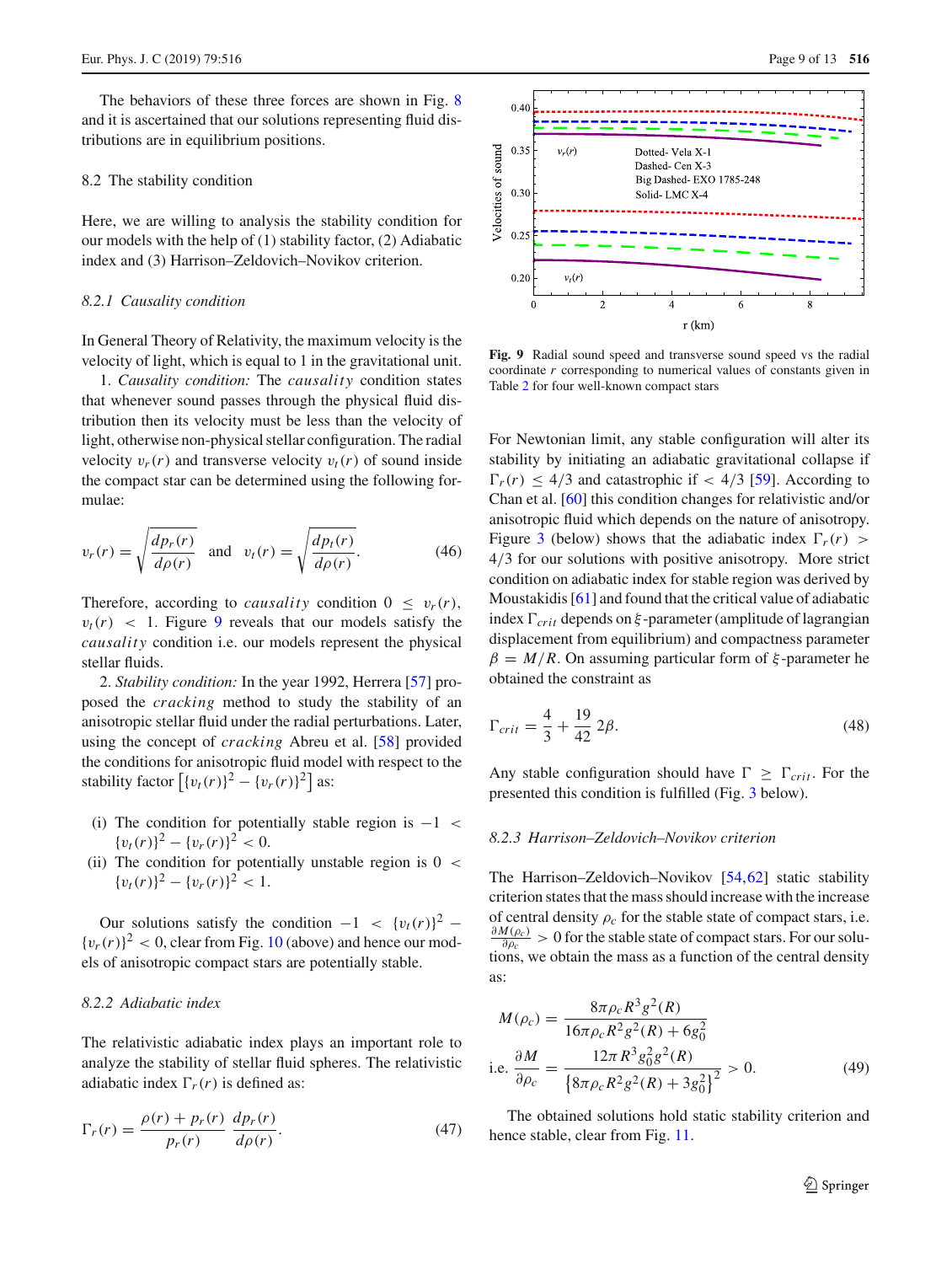The behaviors of these three forces are shown in Fig. 8 and it is ascertained that our solutions representing fluid distributions are in equilibrium positions.

### 8.2 The stability condition

Here, we are willing to analysis the stability condition for our models with the help of (1) stability factor, (2) Adiabatic index and (3) Harrison–Zeldovich–Novikov criterion.

#### 8.2.1 Causality condition

In General Theory of Relativity, the maximum velocity is the velocity of light, which is equal to 1 in the gravitational unit.

1. *Causality condition:* The *causality* condition states that whenever sound passes through the physical fluid distribution then its velocity must be less than the velocity of light, otherwise non-physical stellar configuration. The radial velocity $v_r(r)$ and transverse velocity $v_t(r)$ of sound inside the compact star can be determined using the following formulae:

$$v_r(r) = \sqrt{\frac{dp_r(r)}{d\rho(r)}} \quad \text{and} \quad v_t(r) = \sqrt{\frac{dp_t(r)}{d\rho(r)}}. \tag{46}$$

Therefore, according to *causality* condition $0 \leq v_r(r)$, $v_t(r) < 1$. Figure 9 reveals that our models satisfy the *causality* condition i.e. our models represent the physical stellar fluids.

2. *Stability condition:* In the year 1992, Herrera [57] proposed the *cracking* method to study the stability of an anisotropic stellar fluid under the radial perturbations. Later, using the concept of *cracking* Abreu et al. [58] provided the conditions for anisotropic fluid model with respect to the stability factor $\left[\{v_t(r)\}^2 - \{v_r(r)\}^2\right]$ as:

(i) The condition for potentially stable region is $-1 < \{v_t(r)\}^2 - \{v_r(r)\}^2 < 0$.
(ii) The condition for potentially unstable region is $0 < \{v_t(r)\}^2 - \{v_r(r)\}^2 < 1$.

Our solutions satisfy the condition $-1 < \{v_t(r)\}^2 - \{v_r(r)\}^2 < 0$, clear from Fig. 10 (above) and hence our models of anisotropic compact stars are potentially stable.

#### 8.2.2 Adiabatic index

The relativistic adiabatic index plays an important role to analyze the stability of stellar fluid spheres. The relativistic adiabatic index $\Gamma_r(r)$ is defined as:

$$\Gamma_r(r) = \frac{\rho(r) + p_r(r)}{p_r(r)} \frac{dp_r(r)}{d\rho(r)}. \tag{47}$$

Fig. 9 Radial sound speed and transverse sound speed vs the radial coordinate $r$ corresponding to numerical values of constants given in Table 2 for four well-known compact stars

For Newtonian limit, any stable configuration will alter its stability by initiating an adiabatic gravitational collapse if $\Gamma_r(r) \leq 4/3$ and catastrophic if $< 4/3$ [59]. According to Chan et al. [60] this condition changes for relativistic and/or anisotropic fluid which depends on the nature of anisotropy. Figure 3 (below) shows that the adiabatic index $\Gamma_r(r) > 4/3$ for our solutions with positive anisotropy. More strict condition on adiabatic index for stable region was derived by Moustakidis [61] and found that the critical value of adiabatic index $\Gamma_{crit}$ depends on $\xi$-parameter (amplitude of lagrangian displacement from equilibrium) and compactness parameter $\beta = M/R$. On assuming particular form of $\xi$-parameter he obtained the constraint as

$$\Gamma_{crit} = \frac{4}{3} + \frac{19}{42} 2\beta. \tag{48}$$

Any stable configuration should have $\Gamma \geq \Gamma_{crit}$. For the presented this condition is fulfilled (Fig. 3 below).

#### 8.2.3 Harrison–Zeldovich–Novikov criterion

The Harrison–Zeldovich–Novikov [54,62] static stability criterion states that the mass should increase with the increase of central density $\rho_c$ for the stable state of compact stars, i.e. $\frac{\partial M(\rho_c)}{\partial \rho_c} > 0$ for the stable state of compact stars. For our solutions, we obtain the mass as a function of the central density as:

$$M(\rho_c) = \frac{8\pi\rho_c R^3 g^2(R)}{16\pi\rho_c R^2 g^2(R) + 6g_0^2}$$

$$\text{i.e. } \frac{\partial M}{\partial \rho_c} = \frac{12\pi R^3 g_0^2 g^2(R)}{\left\{8\pi\rho_c R^2 g^2(R) + 3g_0^2\right\}^2} > 0. \tag{49}$$

The obtained solutions hold static stability criterion and hence stable, clear from Fig. 11.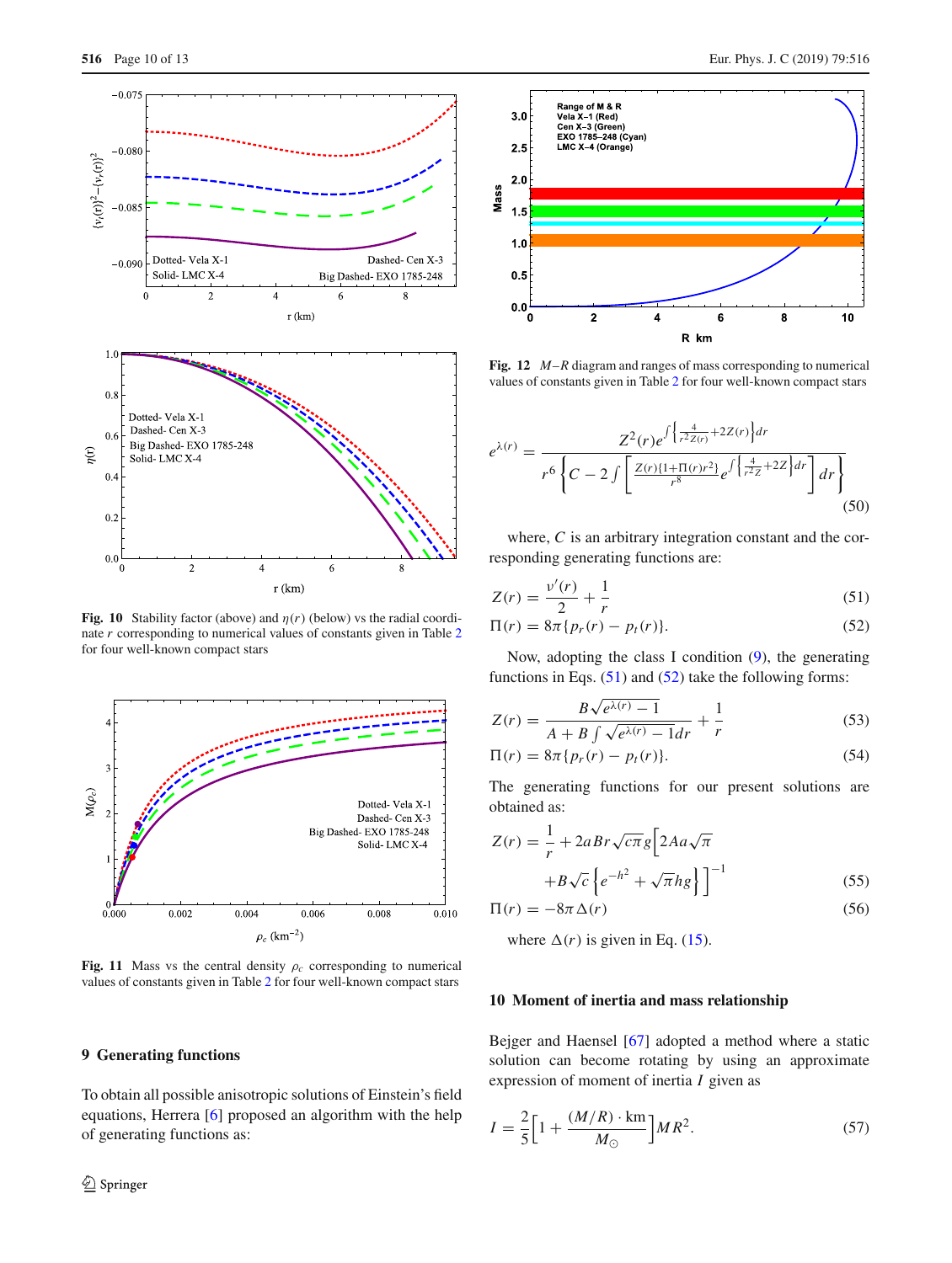Fig. 10 Stability factor (above) and $\eta(r)$ (below) vs the radial coordinate $r$ corresponding to numerical values of constants given in Table 2 for four well-known compact stars

Fig. 11 Mass vs the central density $\rho_c$ corresponding to numerical values of constants given in Table 2 for four well-known compact stars

## 9 Generating functions

To obtain all possible anisotropic solutions of Einstein's field equations, Herrera [6] proposed an algorithm with the help of generating functions as:

Fig. 12 $M$–$R$ diagram and ranges of mass corresponding to numerical values of constants given in Table 2 for four well-known compact stars

$$e^{\lambda(r)} = \frac{Z^2(r) e^{\int\left\{\frac{4}{r^2 Z(r)} + 2Z(r)\right\}dr}}{r^6\left\{C - 2\int\left[\frac{Z(r)\{1+\Pi(r)r^2\}}{r^8} e^{\int\left\{\frac{4}{r^2 Z} + 2Z\right\}dr}\right]dr\right\}} \tag{50}$$

where, $C$ is an arbitrary integration constant and the corresponding generating functions are:

$$Z(r) = \frac{\nu'(r)}{2} + \frac{1}{r} \tag{51}$$

$$\Pi(r) = 8\pi\{p_r(r) - p_t(r)\}. \tag{52}$$

Now, adopting the class I condition (9), the generating functions in Eqs. (51) and (52) take the following forms:

$$Z(r) = \frac{B\sqrt{e^{\lambda(r)} - 1}}{A + B\int\sqrt{e^{\lambda(r)} - 1}dr} + \frac{1}{r} \tag{53}$$

$$\Pi(r) = 8\pi\{p_r(r) - p_t(r)\}. \tag{54}$$

The generating functions for our present solutions are obtained as:

$$Z(r) = \frac{1}{r} + 2aBr\sqrt{c\pi}\,g\Big[2Aa\sqrt{\pi} + B\sqrt{c}\left\{e^{-h^2} + \sqrt{\pi}hg\right\}\Big]^{-1} \tag{55}$$

$$\Pi(r) = -8\pi\,\Delta(r) \tag{56}$$

where $\Delta(r)$ is given in Eq. (15).

## 10 Moment of inertia and mass relationship

Bejger and Haensel [67] adopted a method where a static solution can become rotating by using an approximate expression of moment of inertia $I$ given as

$$I = \frac{2}{5}\Big[1 + \frac{(M/R)\cdot \mathrm{km}}{M_\odot}\Big]MR^2. \tag{57}$$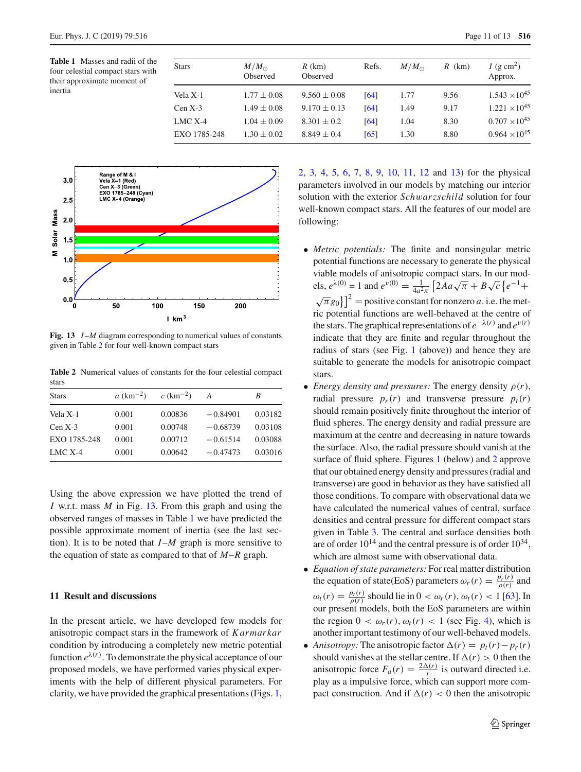**Table 1** Masses and radii of the four celestial compact stars with their approximate moment of inertia

| Stars | $M/M_\odot$ Observed | $R$ (km) Observed | Refs. | $M/M_\odot$ | $R$ (km) | $I$ (g cm$^2$) Approx. |
|---|---|---|---|---|---|---|
| Vela X-1 | $1.77 \pm 0.08$ | $9.560 \pm 0.08$ | [64] | 1.77 | 9.56 | $1.543 \times 10^{45}$ |
| Cen X-3 | $1.49 \pm 0.08$ | $9.170 \pm 0.13$ | [64] | 1.49 | 9.17 | $1.221 \times 10^{45}$ |
| LMC X-4 | $1.04 \pm 0.09$ | $8.301 \pm 0.2$ | [64] | 1.04 | 8.30 | $0.707 \times 10^{45}$ |
| EXO 1785-248 | $1.30 \pm 0.02$ | $8.849 \pm 0.4$ | [65] | 1.30 | 8.80 | $0.964 \times 10^{45}$ |

**Fig. 13** $I$–$M$ diagram corresponding to numerical values of constants given in Table 2 for four well-known compact stars

**Table 2** Numerical values of constants for the four celestial compact stars

| Stars | $a$ (km$^{-2}$) | $c$ (km$^{-2}$) | $A$ | $B$ |
|---|---|---|---|---|
| Vela X-1 | 0.001 | 0.00836 | −0.84901 | 0.03182 |
| Cen X-3 | 0.001 | 0.00748 | −0.68739 | 0.03108 |
| EXO 1785-248 | 0.001 | 0.00712 | −0.61514 | 0.03088 |
| LMC X-4 | 0.001 | 0.00642 | −0.47473 | 0.03016 |

Using the above expression we have plotted the trend of $I$ w.r.t. mass $M$ in Fig. 13. From this graph and using the observed ranges of masses in Table 1 we have predicted the possible approximate moment of inertia (see the last section). It is to be noted that $I$–$M$ graph is more sensitive to the equation of state as compared to that of $M$–$R$ graph.

## 11 Result and discussions

In the present article, we have developed few models for anisotropic compact stars in the framework of *Karmarkar* condition by introducing a completely new metric potential function $e^{\lambda(r)}$. To demonstrate the physical acceptance of our proposed models, we have performed varies physical experiments with the help of different physical parameters. For clarity, we have provided the graphical presentations (Figs. 1, 2, 3, 4, 5, 6, 7, 8, 9, 10, 11, 12 and 13) for the physical parameters involved in our models by matching our interior solution with the exterior *Schwarzschild* solution for four well-known compact stars. All the features of our model are following:

- *Metric potentials:* The finite and nonsingular metric potential functions are necessary to generate the physical viable models of anisotropic compact stars. In our models, $e^{\lambda(0)} = 1$ and $e^{\nu(0)} = \frac{1}{4a^2\pi}\left[2Aa\sqrt{\pi} + B\sqrt{c}\left\{e^{-1} + \sqrt{\pi}g_0\right\}\right]^2$ = positive constant for nonzero $a$. i.e. the metric potential functions are well-behaved at the centre of the stars. The graphical representations of $e^{-\lambda(r)}$ and $e^{\nu(r)}$ indicate that they are finite and regular throughout the radius of stars (see Fig. 1 (above)) and hence they are suitable to generate the models for anisotropic compact stars.
- *Energy density and pressures:* The energy density $\rho(r)$, radial pressure $p_r(r)$ and transverse pressure $p_t(r)$ should remain positively finite throughout the interior of fluid spheres. The energy density and radial pressure are maximum at the centre and decreasing in nature towards the surface. Also, the radial pressure should vanish at the surface of fluid sphere. Figures 1 (below) and 2 approve that our obtained energy density and pressures (radial and transverse) are good in behavior as they have satisfied all those conditions. To compare with observational data we have calculated the numerical values of central, surface densities and central pressure for different compact stars given in Table 3. The central and surface densities both are of order $10^{14}$ and the central pressure is of order $10^{34}$, which are almost same with observational data.
- *Equation of state parameters:* For real matter distribution the equation of state(EoS) parameters $\omega_r(r) = \frac{p_r(r)}{\rho(r)}$ and $\omega_t(r) = \frac{p_t(r)}{\rho(r)}$ should lie in $0 < \omega_r(r), \omega_t(r) < 1$ [63]. In our present models, both the EoS parameters are within the region $0 < \omega_r(r), \omega_t(r) < 1$ (see Fig. 4), which is another important testimony of our well-behaved models.
- *Anisotropy:* The anisotropic factor $\Delta(r) = p_t(r) - p_r(r)$ should vanishes at the stellar centre. If $\Delta(r) > 0$ then the anisotropic force $F_a(r) = \frac{2\Delta(r)}{r}$ is outward directed i.e. play as a impulsive force, which can support more compact construction. And if $\Delta(r) < 0$ then the anisotropic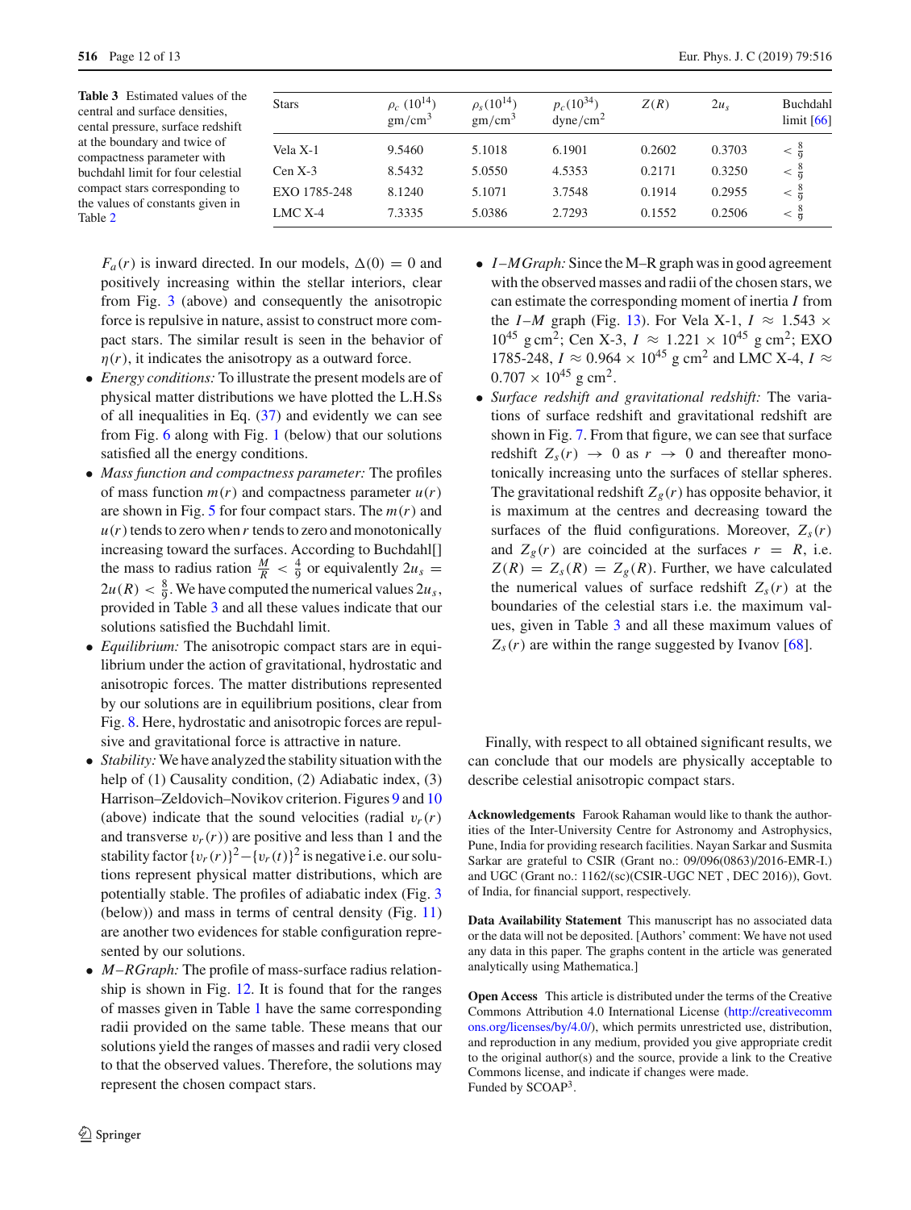**Table 3** Estimated values of the central and surface densities, cental pressure, surface redshift at the boundary and twice of compactness parameter with buchdahl limit for four celestial compact stars corresponding to the values of constants given in Table 2

| Stars | $\rho_c$ ($10^{14}$) gm/cm$^3$ | $\rho_s$($10^{14}$) gm/cm$^3$ | $p_c$($10^{34}$) dyne/cm$^2$ | $Z(R)$ | $2u_s$ | Buchdahl limit [66] |
|---|---|---|---|---|---|---|
| Vela X-1 | 9.5460 | 5.1018 | 6.1901 | 0.2602 | 0.3703 | $< \frac{8}{9}$ |
| Cen X-3 | 8.5432 | 5.0550 | 4.5353 | 0.2171 | 0.3250 | $< \frac{8}{9}$ |
| EXO 1785-248 | 8.1240 | 5.1071 | 3.7548 | 0.1914 | 0.2955 | $< \frac{8}{9}$ |
| LMC X-4 | 7.3335 | 5.0386 | 2.7293 | 0.1552 | 0.2506 | $< \frac{8}{9}$ |

$F_a(r)$ is inward directed. In our models, $\Delta(0) = 0$ and positively increasing within the stellar interiors, clear from Fig. 3 (above) and consequently the anisotropic force is repulsive in nature, assist to construct more compact stars. The similar result is seen in the behavior of $\eta(r)$, it indicates the anisotropy as a outward force.

- *Energy conditions:* To illustrate the present models are of physical matter distributions we have plotted the L.H.Ss of all inequalities in Eq. (37) and evidently we can see from Fig. 6 along with Fig. 1 (below) that our solutions satisfied all the energy conditions.
- *Mass function and compactness parameter:* The profiles of mass function $m(r)$ and compactness parameter $u(r)$ are shown in Fig. 5 for four compact stars. The $m(r)$ and $u(r)$ tends to zero when $r$ tends to zero and monotonically increasing toward the surfaces. According to Buchdahl[] the mass to radius ration $\frac{M}{R} < \frac{4}{9}$ or equivalently $2u_s = 2u(R) < \frac{8}{9}$. We have computed the numerical values $2u_s$, provided in Table 3 and all these values indicate that our solutions satisfied the Buchdahl limit.
- *Equilibrium:* The anisotropic compact stars are in equilibrium under the action of gravitational, hydrostatic and anisotropic forces. The matter distributions represented by our solutions are in equilibrium positions, clear from Fig. 8. Here, hydrostatic and anisotropic forces are repulsive and gravitational force is attractive in nature.
- *Stability:* We have analyzed the stability situation with the help of (1) Causality condition, (2) Adiabatic index, (3) Harrison–Zeldovich–Novikov criterion. Figures 9 and 10 (above) indicate that the sound velocities (radial $v_r(r)$ and transverse $v_r(r)$) are positive and less than 1 and the stability factor $\{v_r(r)\}^2 - \{v_r(t)\}^2$ is negative i.e. our solutions represent physical matter distributions, which are potentially stable. The profiles of adiabatic index (Fig. 3 (below)) and mass in terms of central density (Fig. 11) are another two evidences for stable configuration represented by our solutions.
- *M–R Graph:* The profile of mass-surface radius relationship is shown in Fig. 12. It is found that for the ranges of masses given in Table 1 have the same corresponding radii provided on the same table. These means that our solutions yield the ranges of masses and radii very closed to that the observed values. Therefore, the solutions may represent the chosen compact stars.
- *I–M Graph:* Since the M–R graph was in good agreement with the observed masses and radii of the chosen stars, we can estimate the corresponding moment of inertia $I$ from the $I$–$M$ graph (Fig. 13). For Vela X-1, $I \approx 1.543 \times 10^{45}$ g cm$^2$; Cen X-3, $I \approx 1.221 \times 10^{45}$ g cm$^2$; EXO 1785-248, $I \approx 0.964 \times 10^{45}$ g cm$^2$ and LMC X-4, $I \approx 0.707 \times 10^{45}$ g cm$^2$.
- *Surface redshift and gravitational redshift:* The variations of surface redshift and gravitational redshift are shown in Fig. 7. From that figure, we can see that surface redshift $Z_s(r) \to 0$ as $r \to 0$ and thereafter monotonically increasing unto the surfaces of stellar spheres. The gravitational redshift $Z_g(r)$ has opposite behavior, it is maximum at the centres and decreasing toward the surfaces of the fluid configurations. Moreover, $Z_s(r)$ and $Z_g(r)$ are coincided at the surfaces $r = R$, i.e. $Z(R) = Z_s(R) = Z_g(R)$. Further, we have calculated the numerical values of surface redshift $Z_s(r)$ at the boundaries of the celestial stars i.e. the maximum values, given in Table 3 and all these maximum values of $Z_s(r)$ are within the range suggested by Ivanov [68].

Finally, with respect to all obtained significant results, we can conclude that our models are physically acceptable to describe celestial anisotropic compact stars.

**Acknowledgements** Farook Rahaman would like to thank the authorities of the Inter-University Centre for Astronomy and Astrophysics, Pune, India for providing research facilities. Nayan Sarkar and Susmita Sarkar are grateful to CSIR (Grant no.: 09/096(0863)/2016-EMR-I.) and UGC (Grant no.: 1162/(sc)(CSIR-UGC NET , DEC 2016)), Govt. of India, for financial support, respectively.

**Data Availability Statement** This manuscript has no associated data or the data will not be deposited. [Authors' comment: We have not used any data in this paper. The graphs content in the article was generated analytically using Mathematica.]

**Open Access** This article is distributed under the terms of the Creative Commons Attribution 4.0 International License (http://creativecommons.org/licenses/by/4.0/), which permits unrestricted use, distribution, and reproduction in any medium, provided you give appropriate credit to the original author(s) and the source, provide a link to the Creative Commons license, and indicate if changes were made.
Funded by SCOAP$^3$.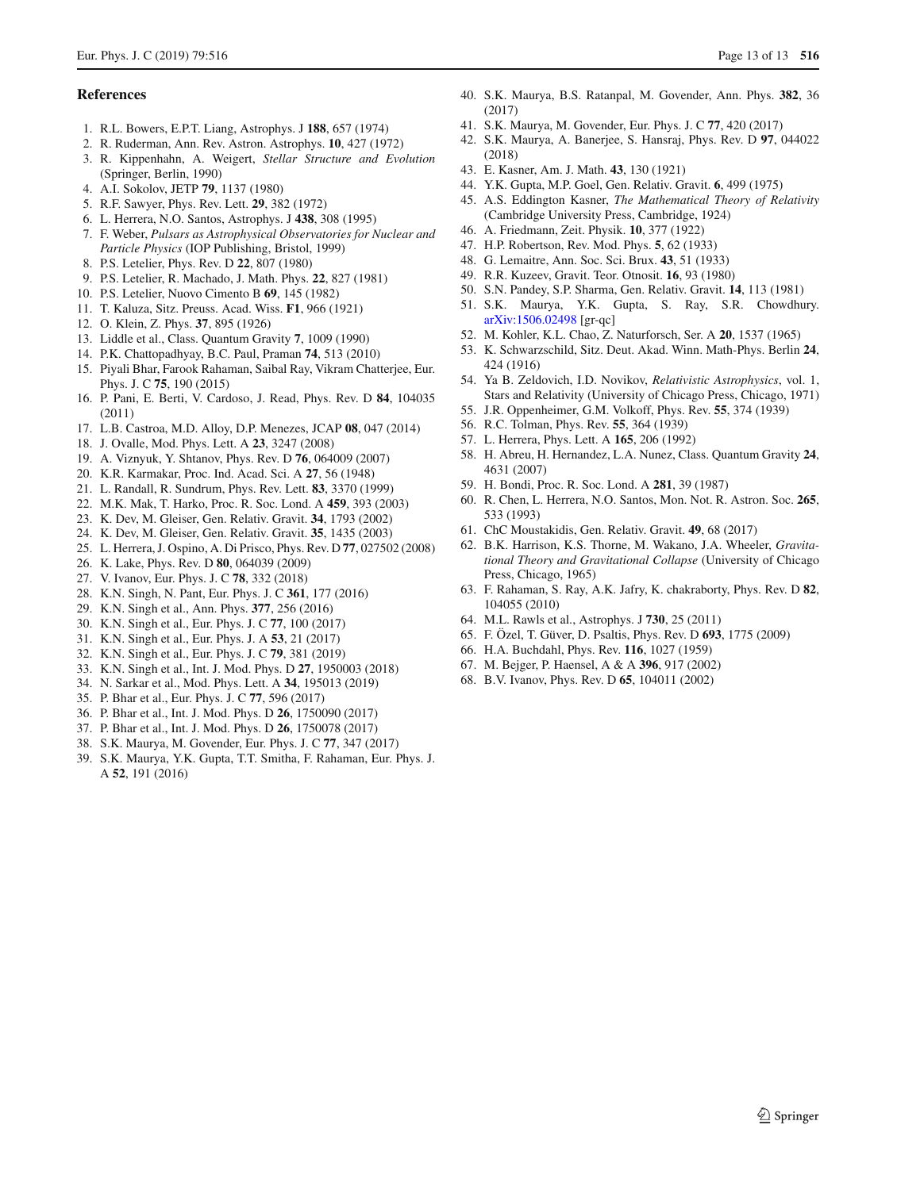## References

1. R.L. Bowers, E.P.T. Liang, Astrophys. J **188**, 657 (1974)
2. R. Ruderman, Ann. Rev. Astron. Astrophys. **10**, 427 (1972)
3. R. Kippenhahn, A. Weigert, *Stellar Structure and Evolution* (Springer, Berlin, 1990)
4. A.I. Sokolov, JETP **79**, 1137 (1980)
5. R.F. Sawyer, Phys. Rev. Lett. **29**, 382 (1972)
6. L. Herrera, N.O. Santos, Astrophys. J **438**, 308 (1995)
7. F. Weber, *Pulsars as Astrophysical Observatories for Nuclear and Particle Physics* (IOP Publishing, Bristol, 1999)
8. P.S. Letelier, Phys. Rev. D **22**, 807 (1980)
9. P.S. Letelier, R. Machado, J. Math. Phys. **22**, 827 (1981)
10. P.S. Letelier, Nuovo Cimento B **69**, 145 (1982)
11. T. Kaluza, Sitz. Preuss. Acad. Wiss. **F1**, 966 (1921)
12. O. Klein, Z. Phys. **37**, 895 (1926)
13. Liddle et al., Class. Quantum Gravity **7**, 1009 (1990)
14. P.K. Chattopadhyay, B.C. Paul, Praman **74**, 513 (2010)
15. Piyali Bhar, Farook Rahaman, Saibal Ray, Vikram Chatterjee, Eur. Phys. J. C **75**, 190 (2015)
16. P. Pani, E. Berti, V. Cardoso, J. Read, Phys. Rev. D **84**, 104035 (2011)
17. L.B. Castroa, M.D. Alloy, D.P. Menezes, JCAP **08**, 047 (2014)
18. J. Ovalle, Mod. Phys. Lett. A **23**, 3247 (2008)
19. A. Viznyuk, Y. Shtanov, Phys. Rev. D **76**, 064009 (2007)
20. K.R. Karmakar, Proc. Ind. Acad. Sci. A **27**, 56 (1948)
21. L. Randall, R. Sundrum, Phys. Rev. Lett. **83**, 3370 (1999)
22. M.K. Mak, T. Harko, Proc. R. Soc. Lond. A **459**, 393 (2003)
23. K. Dev, M. Gleiser, Gen. Relativ. Gravit. **34**, 1793 (2002)
24. K. Dev, M. Gleiser, Gen. Relativ. Gravit. **35**, 1435 (2003)
25. L. Herrera, J. Ospino, A. Di Prisco, Phys. Rev. D **77**, 027502 (2008)
26. K. Lake, Phys. Rev. D **80**, 064039 (2009)
27. V. Ivanov, Eur. Phys. J. C **78**, 332 (2018)
28. K.N. Singh, N. Pant, Eur. Phys. J. C **361**, 177 (2016)
29. K.N. Singh et al., Ann. Phys. **377**, 256 (2016)
30. K.N. Singh et al., Eur. Phys. J. C **77**, 100 (2017)
31. K.N. Singh et al., Eur. Phys. J. A **53**, 21 (2017)
32. K.N. Singh et al., Eur. Phys. J. C **79**, 381 (2019)
33. K.N. Singh et al., Int. J. Mod. Phys. D **27**, 1950003 (2018)
34. N. Sarkar et al., Mod. Phys. Lett. A **34**, 195013 (2019)
35. P. Bhar et al., Eur. Phys. J. C **77**, 596 (2017)
36. P. Bhar et al., Int. J. Mod. Phys. D **26**, 1750090 (2017)
37. P. Bhar et al., Int. J. Mod. Phys. D **26**, 1750078 (2017)
38. S.K. Maurya, M. Govender, Eur. Phys. J. C **77**, 347 (2017)
39. S.K. Maurya, Y.K. Gupta, T.T. Smitha, F. Rahaman, Eur. Phys. J. A **52**, 191 (2016)
40. S.K. Maurya, B.S. Ratanpal, M. Govender, Ann. Phys. **382**, 36 (2017)
41. S.K. Maurya, M. Govender, Eur. Phys. J. C **77**, 420 (2017)
42. S.K. Maurya, A. Banerjee, S. Hansraj, Phys. Rev. D **97**, 044022 (2018)
43. E. Kasner, Am. J. Math. **43**, 130 (1921)
44. Y.K. Gupta, M.P. Goel, Gen. Relativ. Gravit. **6**, 499 (1975)
45. A.S. Eddington Kasner, *The Mathematical Theory of Relativity* (Cambridge University Press, Cambridge, 1924)
46. A. Friedmann, Zeit. Physik. **10**, 377 (1922)
47. H.P. Robertson, Rev. Mod. Phys. **5**, 62 (1933)
48. G. Lemaitre, Ann. Soc. Sci. Brux. **43**, 51 (1933)
49. R.R. Kuzeev, Gravit. Teor. Otnosit. **16**, 93 (1980)
50. S.N. Pandey, S.P. Sharma, Gen. Relativ. Gravit. **14**, 113 (1981)
51. S.K. Maurya, Y.K. Gupta, S. Ray, S.R. Chowdhury. arXiv:1506.02498 [gr-qc]
52. M. Kohler, K.L. Chao, Z. Naturforsch, Ser. A **20**, 1537 (1965)
53. K. Schwarzschild, Sitz. Deut. Akad. Winn. Math-Phys. Berlin **24**, 424 (1916)
54. Ya B. Zeldovich, I.D. Novikov, *Relativistic Astrophysics*, vol. 1, Stars and Relativity (University of Chicago Press, Chicago, 1971)
55. J.R. Oppenheimer, G.M. Volkoff, Phys. Rev. **55**, 374 (1939)
56. R.C. Tolman, Phys. Rev. **55**, 364 (1939)
57. L. Herrera, Phys. Lett. A **165**, 206 (1992)
58. H. Abreu, H. Hernandez, L.A. Nunez, Class. Quantum Gravity **24**, 4631 (2007)
59. H. Bondi, Proc. R. Soc. Lond. A **281**, 39 (1987)
60. R. Chen, L. Herrera, N.O. Santos, Mon. Not. R. Astron. Soc. **265**, 533 (1993)
61. ChC Moustakidis, Gen. Relativ. Gravit. **49**, 68 (2017)
62. B.K. Harrison, K.S. Thorne, M. Wakano, J.A. Wheeler, *Gravitational Theory and Gravitational Collapse* (University of Chicago Press, Chicago, 1965)
63. F. Rahaman, S. Ray, A.K. Jafry, K. chakraborty, Phys. Rev. D **82**, 104055 (2010)
64. M.L. Rawls et al., Astrophys. J **730**, 25 (2011)
65. F. Özel, T. Güver, D. Psaltis, Phys. Rev. D **693**, 1775 (2009)
66. H.A. Buchdahl, Phys. Rev. **116**, 1027 (1959)
67. M. Bejger, P. Haensel, A & A **396**, 917 (2002)
68. B.V. Ivanov, Phys. Rev. D **65**, 104011 (2002)